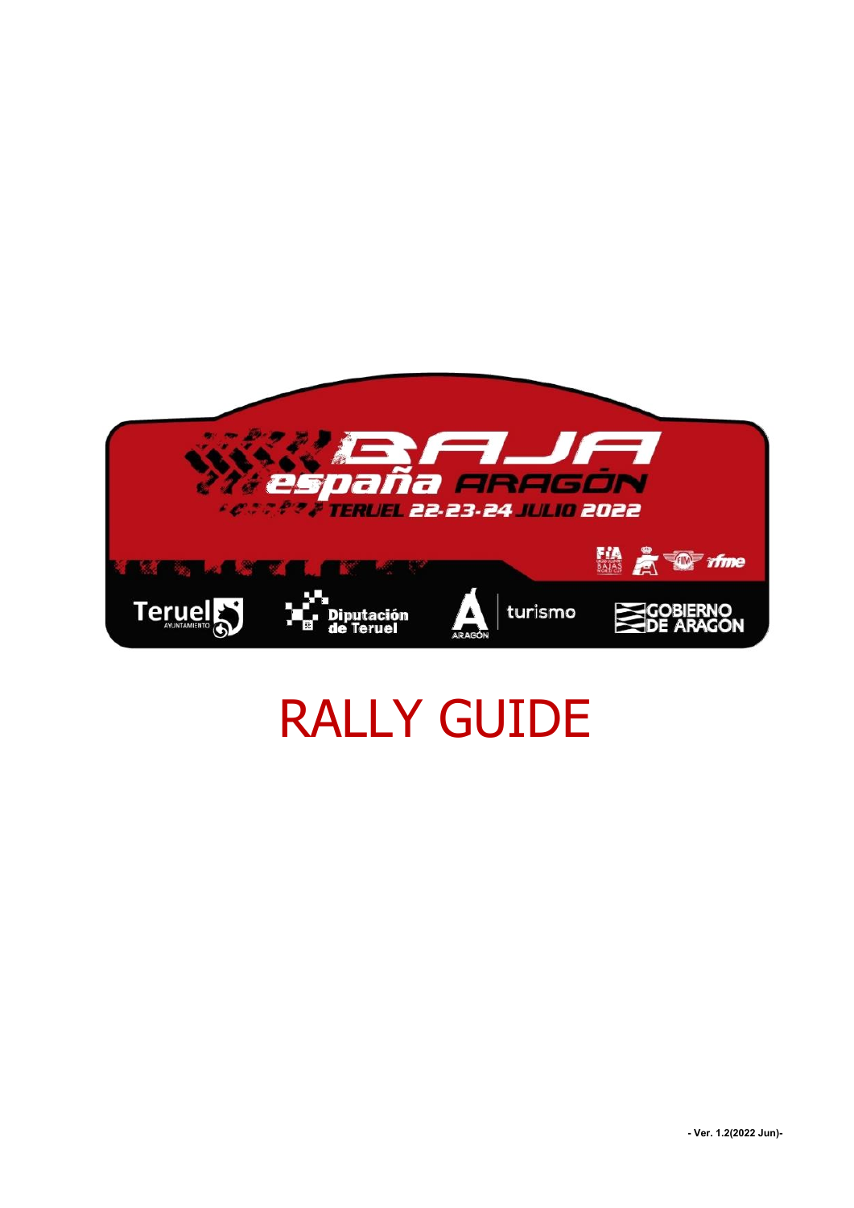BAJA españa ARAGÓN

TERUEL 22-23-24 JULIO 2022

# RALLY GUIDE

- Ver. 1.2(2022 Jun)-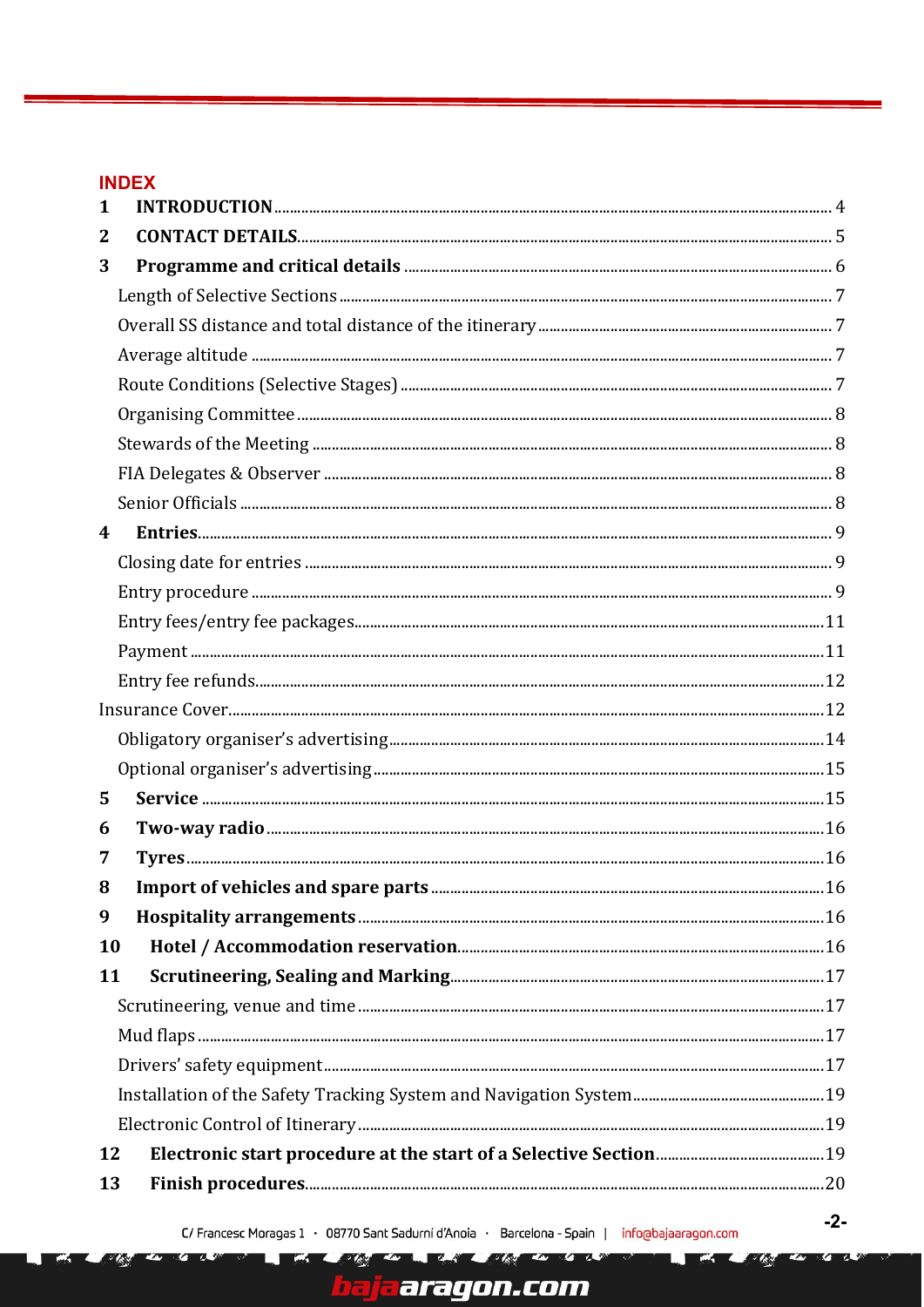## INDEX

| | | |
|---|---|---|
| 1 | **INTRODUCTION** | 4 |
| 2 | **CONTACT DETAILS** | 5 |
| 3 | **Programme and critical details** | 6 |
| | Length of Selective Sections | 7 |
| | Overall SS distance and total distance of the itinerary | 7 |
| | Average altitude | 7 |
| | Route Conditions (Selective Stages) | 7 |
| | Organising Committee | 8 |
| | Stewards of the Meeting | 8 |
| | FIA Delegates & Observer | 8 |
| | Senior Officials | 8 |
| 4 | **Entries** | 9 |
| | Closing date for entries | 9 |
| | Entry procedure | 9 |
| | Entry fees/entry fee packages | 11 |
| | Payment | 11 |
| | Entry fee refunds | 12 |
| | Insurance Cover | 12 |
| | Obligatory organiser's advertising | 14 |
| | Optional organiser's advertising | 15 |
| 5 | **Service** | 15 |
| 6 | **Two-way radio** | 16 |
| 7 | **Tyres** | 16 |
| 8 | **Import of vehicles and spare parts** | 16 |
| 9 | **Hospitality arrangements** | 16 |
| 10 | **Hotel / Accommodation reservation** | 16 |
| 11 | **Scrutineering, Sealing and Marking** | 17 |
| | Scrutineering, venue and time | 17 |
| | Mud flaps | 17 |
| | Drivers' safety equipment | 17 |
| | Installation of the Safety Tracking System and Navigation System | 19 |
| | Electronic Control of Itinerary | 19 |
| 12 | **Electronic start procedure at the start of a Selective Section** | 19 |
| 13 | **Finish procedures** | 20 |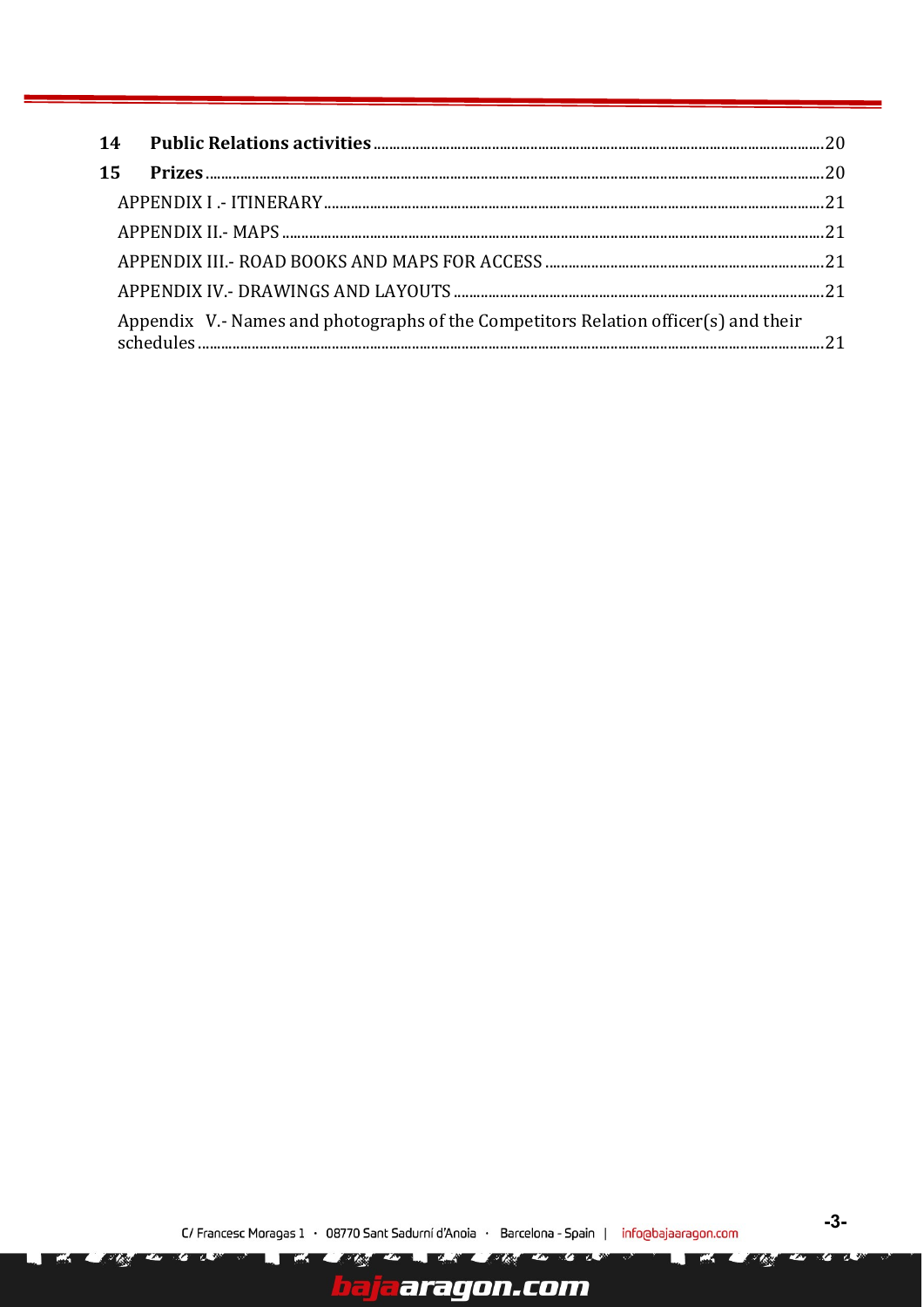**14 Public Relations activities** ..........20

**15 Prizes** ..........20

APPENDIX I .- ITINERARY ..........21

APPENDIX II.- MAPS ..........21

APPENDIX III.- ROAD BOOKS AND MAPS FOR ACCESS ..........21

APPENDIX IV.- DRAWINGS AND LAYOUTS ..........21

Appendix V.- Names and photographs of the Competitors Relation officer(s) and their schedules ..........21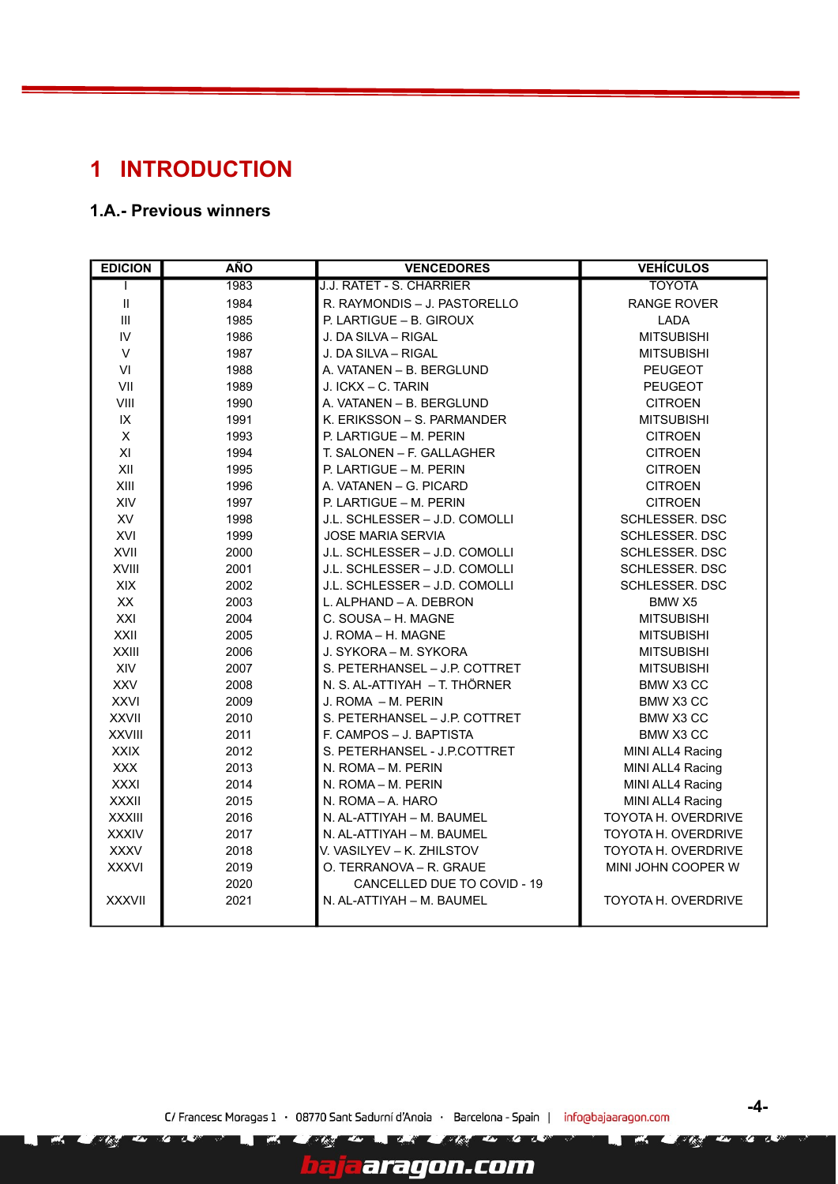# 1 INTRODUCTION

## 1.A.- Previous winners

| EDICION | AÑO | VENCEDORES | VEHÍCULOS |
|---|---|---|---|
| I | 1983 | J.J. RATET - S. CHARRIER | TOYOTA |
| II | 1984 | R. RAYMONDIS – J. PASTORELLO | RANGE ROVER |
| III | 1985 | P. LARTIGUE – B. GIROUX | LADA |
| IV | 1986 | J. DA SILVA – RIGAL | MITSUBISHI |
| V | 1987 | J. DA SILVA – RIGAL | MITSUBISHI |
| VI | 1988 | A. VATANEN – B. BERGLUND | PEUGEOT |
| VII | 1989 | J. ICKX – C. TARIN | PEUGEOT |
| VIII | 1990 | A. VATANEN – B. BERGLUND | CITROEN |
| IX | 1991 | K. ERIKSSON – S. PARMANDER | MITSUBISHI |
| X | 1993 | P. LARTIGUE – M. PERIN | CITROEN |
| XI | 1994 | T. SALONEN – F. GALLAGHER | CITROEN |
| XII | 1995 | P. LARTIGUE – M. PERIN | CITROEN |
| XIII | 1996 | A. VATANEN – G. PICARD | CITROEN |
| XIV | 1997 | P. LARTIGUE – M. PERIN | CITROEN |
| XV | 1998 | J.L. SCHLESSER – J.D. COMOLLI | SCHLESSER. DSC |
| XVI | 1999 | JOSE MARIA SERVIA | SCHLESSER. DSC |
| XVII | 2000 | J.L. SCHLESSER – J.D. COMOLLI | SCHLESSER. DSC |
| XVIII | 2001 | J.L. SCHLESSER – J.D. COMOLLI | SCHLESSER. DSC |
| XIX | 2002 | J.L. SCHLESSER – J.D. COMOLLI | SCHLESSER. DSC |
| XX | 2003 | L. ALPHAND – A. DEBRON | BMW X5 |
| XXI | 2004 | C. SOUSA – H. MAGNE | MITSUBISHI |
| XXII | 2005 | J. ROMA – H. MAGNE | MITSUBISHI |
| XXIII | 2006 | J. SYKORA – M. SYKORA | MITSUBISHI |
| XIV | 2007 | S. PETERHANSEL – J.P. COTTRET | MITSUBISHI |
| XXV | 2008 | N. S. AL-ATTIYAH – T. THÖRNER | BMW X3 CC |
| XXVI | 2009 | J. ROMA – M. PERIN | BMW X3 CC |
| XXVII | 2010 | S. PETERHANSEL – J.P. COTTRET | BMW X3 CC |
| XXVIII | 2011 | F. CAMPOS – J. BAPTISTA | BMW X3 CC |
| XXIX | 2012 | S. PETERHANSEL - J.P.COTTRET | MINI ALL4 Racing |
| XXX | 2013 | N. ROMA – M. PERIN | MINI ALL4 Racing |
| XXXI | 2014 | N. ROMA – M. PERIN | MINI ALL4 Racing |
| XXXII | 2015 | N. ROMA – A. HARO | MINI ALL4 Racing |
| XXXIII | 2016 | N. AL-ATTIYAH – M. BAUMEL | TOYOTA H. OVERDRIVE |
| XXXIV | 2017 | N. AL-ATTIYAH – M. BAUMEL | TOYOTA H. OVERDRIVE |
| XXXV | 2018 | V. VASILYEV – K. ZHILSTOV | TOYOTA H. OVERDRIVE |
| XXXVI | 2019 | O. TERRANOVA – R. GRAUE | MINI JOHN COOPER W |
| | 2020 | CANCELLED DUE TO COVID - 19 | |
| XXXVII | 2021 | N. AL-ATTIYAH – M. BAUMEL | TOYOTA H. OVERDRIVE |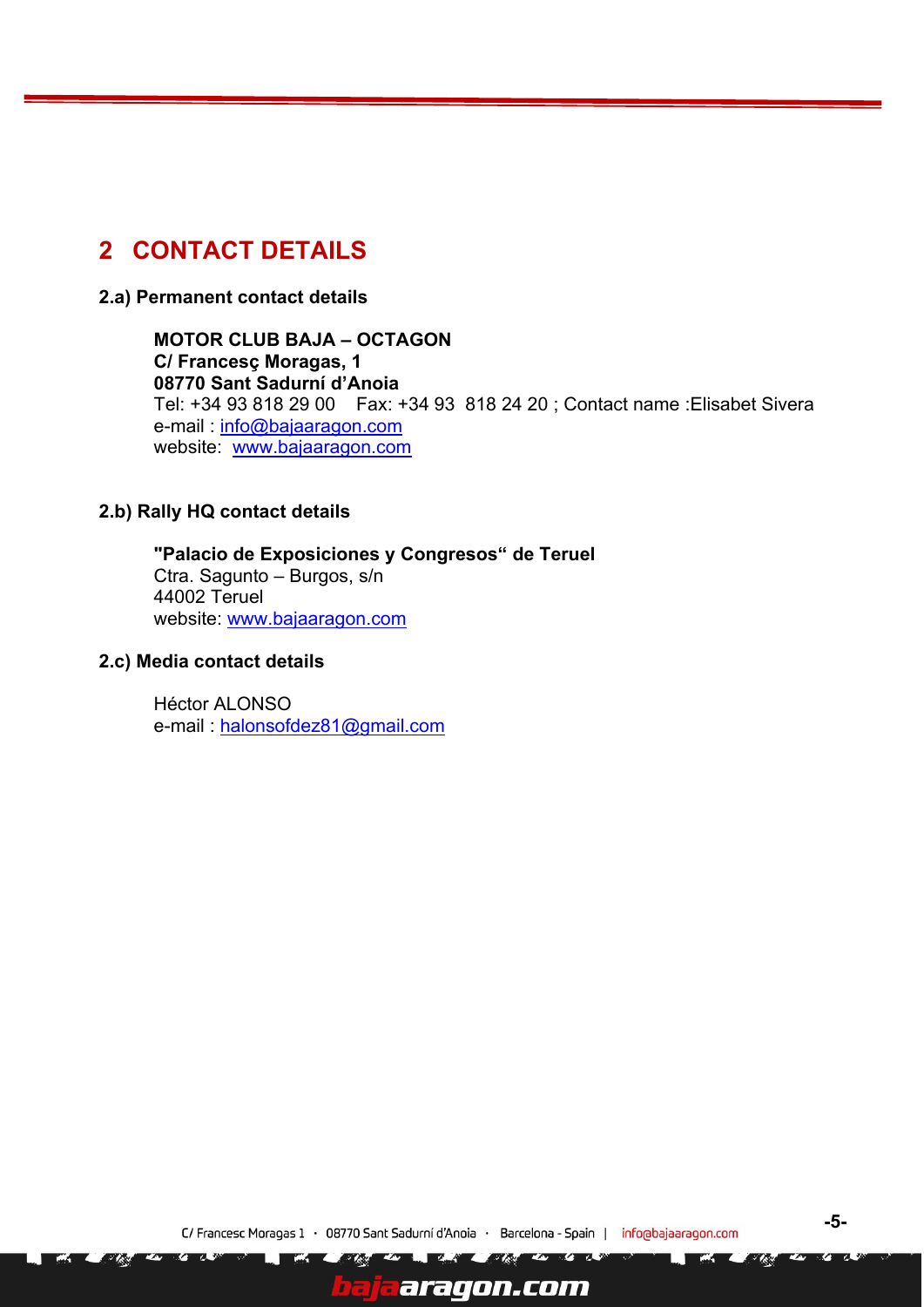# 2 CONTACT DETAILS

## 2.a) Permanent contact details

**MOTOR CLUB BAJA – OCTAGON**
**C/ Francesç Moragas, 1**
**08770 Sant Sadurní d'Anoia**
Tel: +34 93 818 29 00    Fax: +34 93  818 24 20 ; Contact name :Elisabet Sivera
e-mail : info@bajaaragon.com
website:  www.bajaaragon.com

## 2.b) Rally HQ contact details

**"Palacio de Exposiciones y Congresos" de Teruel**
Ctra. Sagunto – Burgos, s/n
44002 Teruel
website: www.bajaaragon.com

## 2.c) Media contact details

Héctor ALONSO
e-mail : halonsofdez81@gmail.com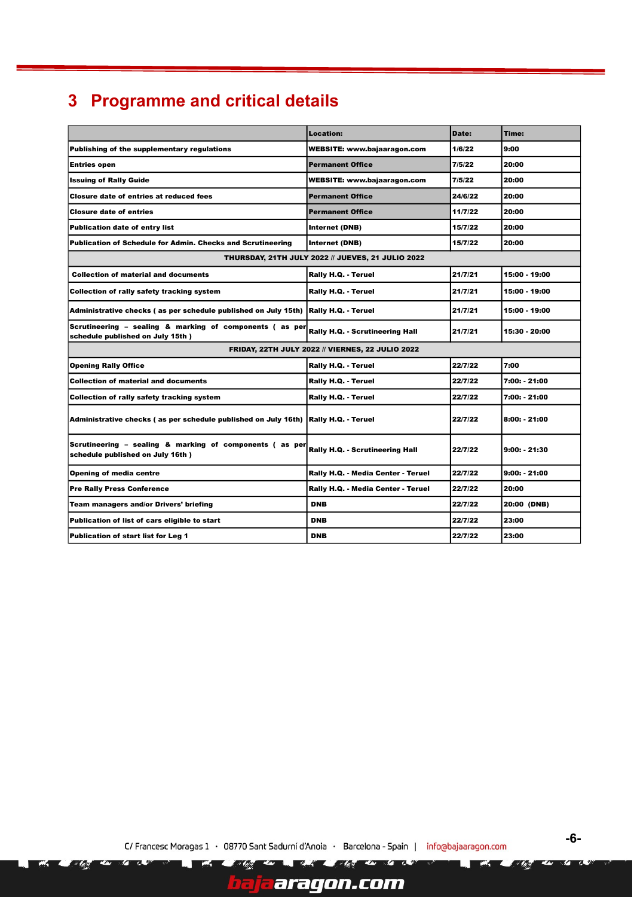# 3 Programme and critical details

| | Location: | Date: | Time: |
|---|---|---|---|
| Publishing of the supplementary regulations | WEBSITE: www.bajaaragon.com | 1/6/22 | 9:00 |
| Entries open | Permanent Office | 7/5/22 | 20:00 |
| Issuing of Rally Guide | WEBSITE: www.bajaaragon.com | 7/5/22 | 20:00 |
| Closure date of entries at reduced fees | Permanent Office | 24/6/22 | 20:00 |
| Closure date of entries | Permanent Office | 11/7/22 | 20:00 |
| Publication date of entry list | Internet (DNB) | 15/7/22 | 20:00 |
| Publication of Schedule for Admin. Checks and Scrutineering | Internet (DNB) | 15/7/22 | 20:00 |
| THURSDAY, 21TH JULY 2022 // JUEVES, 21 JULIO 2022 | | | |
| Collection of material and documents | Rally H.Q. - Teruel | 21/7/21 | 15:00 - 19:00 |
| Collection of rally safety tracking system | Rally H.Q. - Teruel | 21/7/21 | 15:00 - 19:00 |
| Administrative checks ( as per schedule published on July 15th) | Rally H.Q. - Teruel | 21/7/21 | 15:00 - 19:00 |
| Scrutineering – sealing & marking of components ( as per schedule published on July 15th ) | Rally H.Q. - Scrutineering Hall | 21/7/21 | 15:30 - 20:00 |
| FRIDAY, 22TH JULY 2022 // VIERNES, 22 JULIO 2022 | | | |
| Opening Rally Office | Rally H.Q. - Teruel | 22/7/22 | 7:00 |
| Collection of material and documents | Rally H.Q. - Teruel | 22/7/22 | 7:00: - 21:00 |
| Collection of rally safety tracking system | Rally H.Q. - Teruel | 22/7/22 | 7:00: - 21:00 |
| Administrative checks ( as per schedule published on July 16th) | Rally H.Q. - Teruel | 22/7/22 | 8:00: - 21:00 |
| Scrutineering – sealing & marking of components ( as per schedule published on July 16th ) | Rally H.Q. - Scrutineering Hall | 22/7/22 | 9:00: - 21:30 |
| Opening of media centre | Rally H.Q. - Media Center - Teruel | 22/7/22 | 9:00: - 21:00 |
| Pre Rally Press Conference | Rally H.Q. - Media Center - Teruel | 22/7/22 | 20:00 |
| Team managers and/or Drivers' briefing | DNB | 22/7/22 | 20:00 (DNB) |
| Publication of list of cars eligible to start | DNB | 22/7/22 | 23:00 |
| Publication of start list for Leg 1 | DNB | 22/7/22 | 23:00 |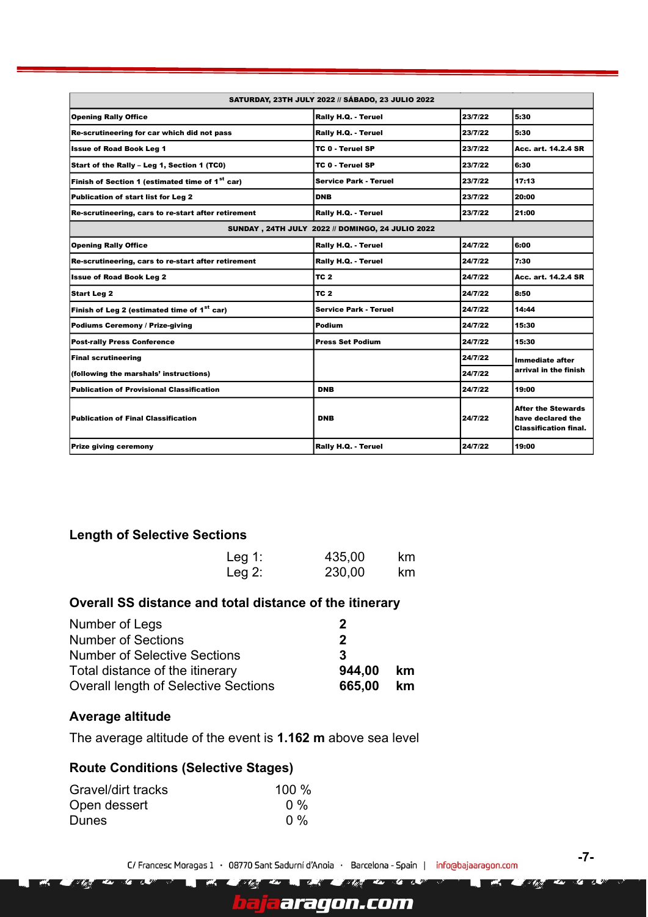| SATURDAY, 23TH JULY 2022 // SÁBADO, 23 JULIO 2022 | | | |
|---|---|---|---|
| Opening Rally Office | Rally H.Q. - Teruel | 23/7/22 | 5:30 |
| Re-scrutineering for car which did not pass | Rally H.Q. - Teruel | 23/7/22 | 5:30 |
| Issue of Road Book Leg 1 | TC 0 - Teruel SP | 23/7/22 | Acc. art. 14.2.4 SR |
| Start of the Rally – Leg 1, Section 1 (TC0) | TC 0 - Teruel SP | 23/7/22 | 6:30 |
| Finish of Section 1 (estimated time of 1st car) | Service Park - Teruel | 23/7/22 | 17:13 |
| Publication of start list for Leg 2 | DNB | 23/7/22 | 20:00 |
| Re-scrutineering, cars to re-start after retirement | Rally H.Q. - Teruel | 23/7/22 | 21:00 |
| **SUNDAY , 24TH JULY 2022 // DOMINGO, 24 JULIO 2022** | | | |
| Opening Rally Office | Rally H.Q. - Teruel | 24/7/22 | 6:00 |
| Re-scrutineering, cars to re-start after retirement | Rally H.Q. - Teruel | 24/7/22 | 7:30 |
| Issue of Road Book Leg 2 | TC 2 | 24/7/22 | Acc. art. 14.2.4 SR |
| Start Leg 2 | TC 2 | 24/7/22 | 8:50 |
| Finish of Leg 2 (estimated time of 1st car) | Service Park - Teruel | 24/7/22 | 14:44 |
| Podiums Ceremony / Prize-giving | Podium | 24/7/22 | 15:30 |
| Post-rally Press Conference | Press Set Podium | 24/7/22 | 15:30 |
| Final scrutineering (following the marshals' instructions) | | 24/7/22 | Immediate after arrival in the finish |
| Publication of Provisional Classification | DNB | 24/7/22 | 19:00 |
| Publication of Final Classification | DNB | 24/7/22 | After the Stewards have declared the Classification final. |
| Prize giving ceremony | Rally H.Q. - Teruel | 24/7/22 | 19:00 |

### Length of Selective Sections

| | | |
|---|---|---|
| Leg 1: | 435,00 | km |
| Leg 2: | 230,00 | km |

### Overall SS distance and total distance of the itinerary

| | | |
|---|---|---|
| Number of Legs | **2** | |
| Number of Sections | **2** | |
| Number of Selective Sections | **3** | |
| Total distance of the itinerary | **944,00** | **km** |
| Overall length of Selective Sections | **665,00** | **km** |

### Average altitude

The average altitude of the event is **1.162 m** above sea level

### Route Conditions (Selective Stages)

| | |
|---|---|
| Gravel/dirt tracks | 100 % |
| Open dessert | 0 % |
| Dunes | 0 % |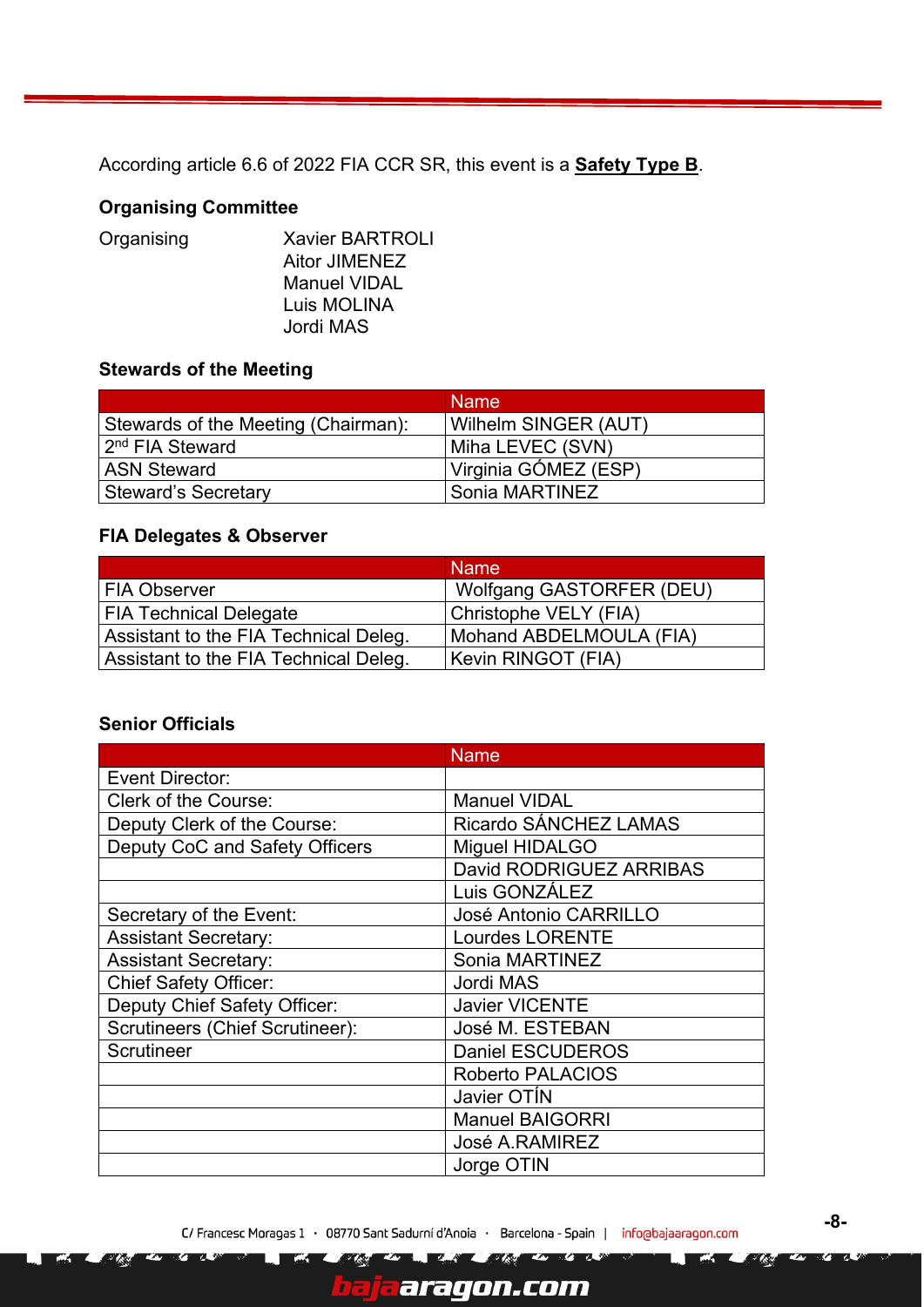According article 6.6 of 2022 FIA CCR SR, this event is a **Safety Type B**.

**Organising Committee**

| | |
|---|---|
| Organising | Xavier BARTROLI |
| | Aitor JIMENEZ |
| | Manuel VIDAL |
| | Luis MOLINA |
| | Jordi MAS |

**Stewards of the Meeting**

| | Name |
|---|---|
| Stewards of the Meeting (Chairman): | Wilhelm SINGER (AUT) |
| 2nd FIA Steward | Miha LEVEC (SVN) |
| ASN Steward | Virginia GÓMEZ (ESP) |
| Steward's Secretary | Sonia MARTINEZ |

**FIA Delegates & Observer**

| | Name |
|---|---|
| FIA Observer | Wolfgang GASTORFER (DEU) |
| FIA Technical Delegate | Christophe VELY (FIA) |
| Assistant to the FIA Technical Deleg. | Mohand ABDELMOULA (FIA) |
| Assistant to the FIA Technical Deleg. | Kevin RINGOT (FIA) |

**Senior Officials**

| | Name |
|---|---|
| Event Director: | |
| Clerk of the Course: | Manuel VIDAL |
| Deputy Clerk of the Course: | Ricardo SÁNCHEZ LAMAS |
| Deputy CoC and Safety Officers | Miguel HIDALGO |
| | David RODRIGUEZ ARRIBAS |
| | Luis GONZÁLEZ |
| Secretary of the Event: | José Antonio CARRILLO |
| Assistant Secretary: | Lourdes LORENTE |
| Assistant Secretary: | Sonia MARTINEZ |
| Chief Safety Officer: | Jordi MAS |
| Deputy Chief Safety Officer: | Javier VICENTE |
| Scrutineers (Chief Scrutineer): | José M. ESTEBAN |
| Scrutineer | Daniel ESCUDEROS |
| | Roberto PALACIOS |
| | Javier OTÍN |
| | Manuel BAIGORRI |
| | José A.RAMIREZ |
| | Jorge OTIN |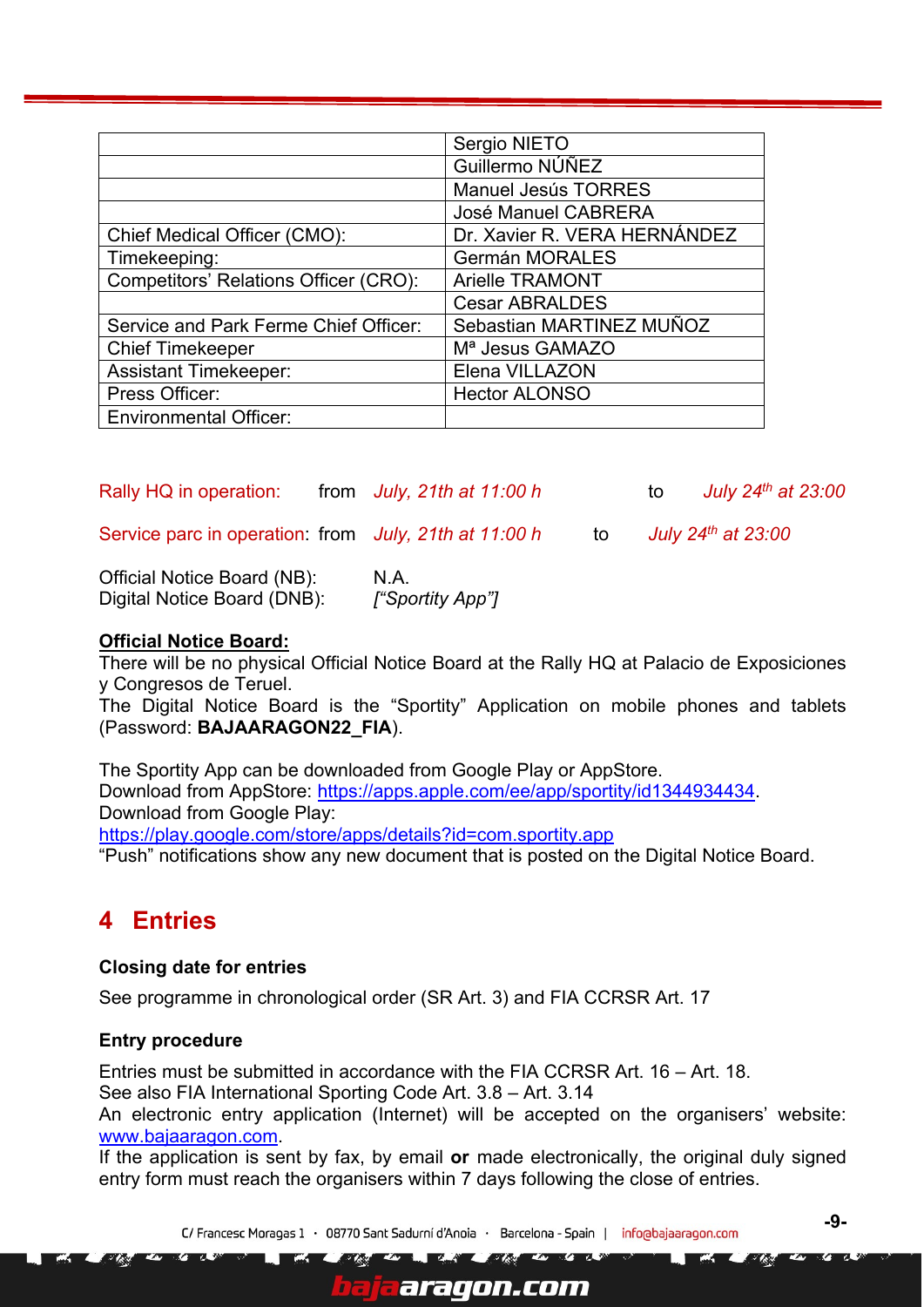| | |
|---|---|
| | Sergio NIETO |
| | Guillermo NÚÑEZ |
| | Manuel Jesús TORRES |
| | José Manuel CABRERA |
| Chief Medical Officer (CMO): | Dr. Xavier R. VERA HERNÁNDEZ |
| Timekeeping: | Germán MORALES |
| Competitors' Relations Officer (CRO): | Arielle TRAMONT |
| | Cesar ABRALDES |
| Service and Park Ferme Chief Officer: | Sebastian MARTINEZ MUÑOZ |
| Chief Timekeeper | Mª Jesus GAMAZO |
| Assistant Timekeeper: | Elena VILLAZON |
| Press Officer: | Hector ALONSO |
| Environmental Officer: | |

Rally HQ in operation: from *July, 21th at 11:00 h* to *July 24th at 23:00*

Service parc in operation: from *July, 21th at 11:00 h* to *July 24th at 23:00*

Official Notice Board (NB): N.A.
Digital Notice Board (DNB): *["Sportity App"]*

**Official Notice Board:**
There will be no physical Official Notice Board at the Rally HQ at Palacio de Exposiciones y Congresos de Teruel.
The Digital Notice Board is the "Sportity" Application on mobile phones and tablets (Password: **BAJAARAGON22_FIA**).

The Sportity App can be downloaded from Google Play or AppStore.
Download from AppStore: https://apps.apple.com/ee/app/sportity/id1344934434.
Download from Google Play:
https://play.google.com/store/apps/details?id=com.sportity.app
"Push" notifications show any new document that is posted on the Digital Notice Board.

# 4 Entries

### Closing date for entries

See programme in chronological order (SR Art. 3) and FIA CCRSR Art. 17

### Entry procedure

Entries must be submitted in accordance with the FIA CCRSR Art. 16 – Art. 18.
See also FIA International Sporting Code Art. 3.8 – Art. 3.14
An electronic entry application (Internet) will be accepted on the organisers' website: www.bajaaragon.com.
If the application is sent by fax, by email **or** made electronically, the original duly signed entry form must reach the organisers within 7 days following the close of entries.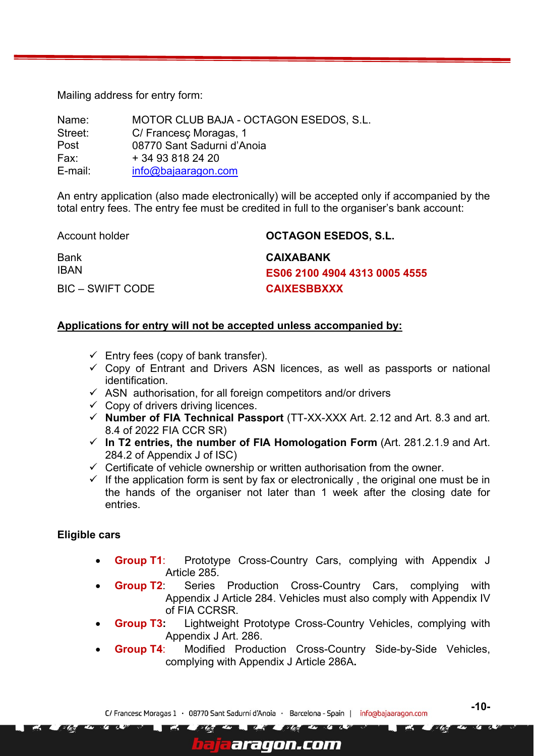Mailing address for entry form:

| | |
|---|---|
| Name: | MOTOR CLUB BAJA - OCTAGON ESEDOS, S.L. |
| Street: | C/ Francesç Moragas, 1 |
| Post | 08770 Sant Sadurni d'Anoia |
| Fax: | + 34 93 818 24 20 |
| E-mail: | info@bajaaragon.com |

An entry application (also made electronically) will be accepted only if accompanied by the total entry fees. The entry fee must be credited in full to the organiser's bank account:

| | |
|---|---|
| Account holder | **OCTAGON ESEDOS, S.L.** |
| Bank | **CAIXABANK** |
| IBAN | **ES06 2100 4904 4313 0005 4555** |
| BIC – SWIFT CODE | **CAIXESBBXXX** |

**Applications for entry will not be accepted unless accompanied by:**

- ✓ Entry fees (copy of bank transfer).
- ✓ Copy of Entrant and Drivers ASN licences, as well as passports or national identification.
- ✓ ASN authorisation, for all foreign competitors and/or drivers
- ✓ Copy of drivers driving licences.
- ✓ **Number of FIA Technical Passport** (TT-XX-XXX Art. 2.12 and Art. 8.3 and art. 8.4 of 2022 FIA CCR SR)
- ✓ **In T2 entries, the number of FIA Homologation Form** (Art. 281.2.1.9 and Art. 284.2 of Appendix J of ISC)
- ✓ Certificate of vehicle ownership or written authorisation from the owner.
- ✓ If the application form is sent by fax or electronically , the original one must be in the hands of the organiser not later than 1 week after the closing date for entries.

**Eligible cars**

- **Group T1**: Prototype Cross-Country Cars, complying with Appendix J Article 285.
- **Group T2**: Series Production Cross-Country Cars, complying with Appendix J Article 284. Vehicles must also comply with Appendix IV of FIA CCRSR.
- **Group T3:** Lightweight Prototype Cross-Country Vehicles, complying with Appendix J Art. 286.
- **Group T4**: Modified Production Cross-Country Side-by-Side Vehicles, complying with Appendix J Article 286A**.**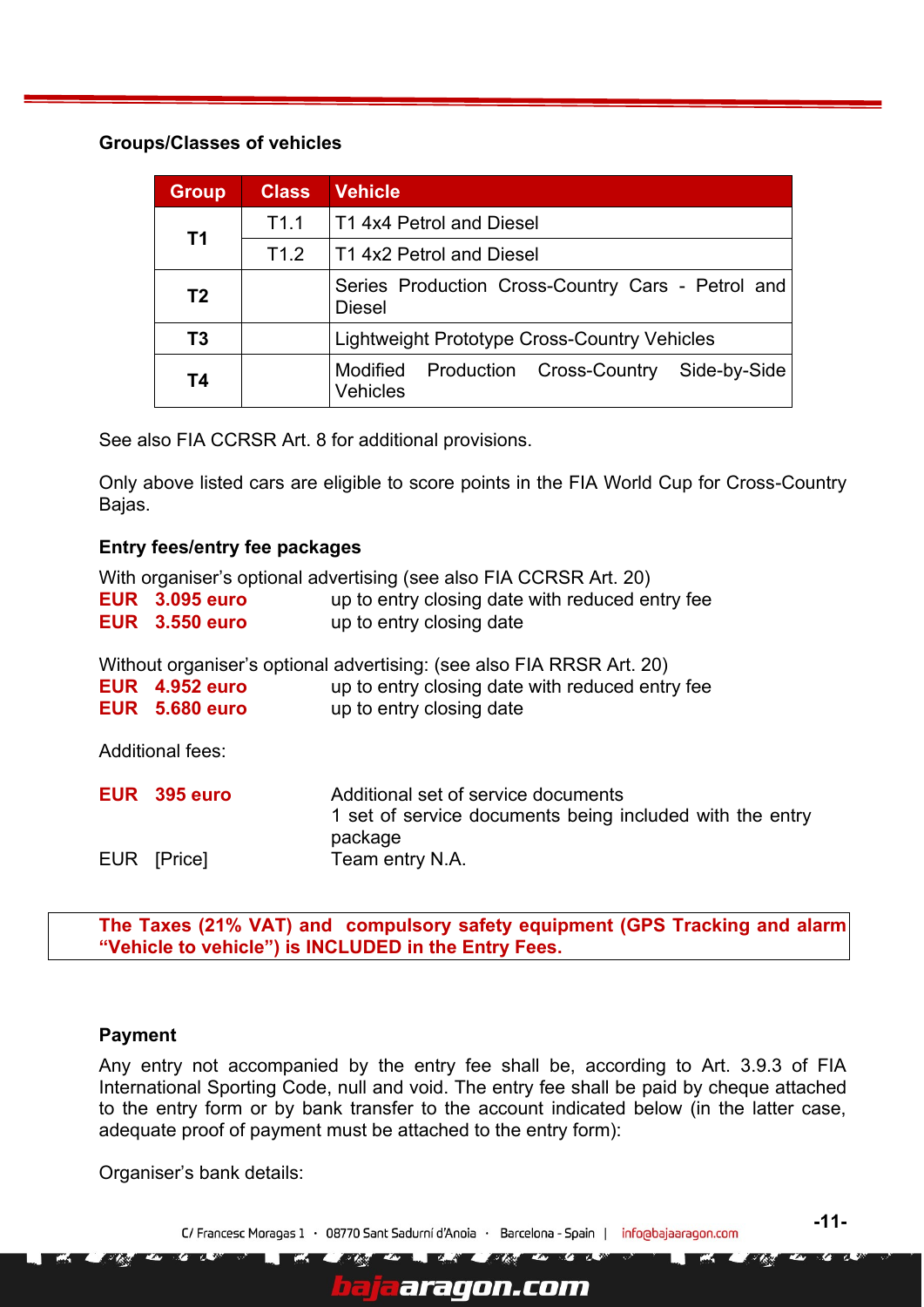**Groups/Classes of vehicles**

| Group | Class | Vehicle |
|---|---|---|
| T1 | T1.1 | T1 4x4 Petrol and Diesel |
| | T1.2 | T1 4x2 Petrol and Diesel |
| T2 | | Series Production Cross-Country Cars - Petrol and Diesel |
| T3 | | Lightweight Prototype Cross-Country Vehicles |
| T4 | | Modified Production Cross-Country Side-by-Side Vehicles |

See also FIA CCRSR Art. 8 for additional provisions.

Only above listed cars are eligible to score points in the FIA World Cup for Cross-Country Bajas.

**Entry fees/entry fee packages**

With organiser's optional advertising (see also FIA CCRSR Art. 20)

**EUR 3.095 euro** up to entry closing date with reduced entry fee
**EUR 3.550 euro** up to entry closing date

Without organiser's optional advertising: (see also FIA RRSR Art. 20)

**EUR 4.952 euro** up to entry closing date with reduced entry fee
**EUR 5.680 euro** up to entry closing date

Additional fees:

**EUR 395 euro** Additional set of service documents
1 set of service documents being included with the entry package

EUR [Price] Team entry N.A.

**The Taxes (21% VAT) and compulsory safety equipment (GPS Tracking and alarm "Vehicle to vehicle") is INCLUDED in the Entry Fees.**

**Payment**

Any entry not accompanied by the entry fee shall be, according to Art. 3.9.3 of FIA International Sporting Code, null and void. The entry fee shall be paid by cheque attached to the entry form or by bank transfer to the account indicated below (in the latter case, adequate proof of payment must be attached to the entry form):

Organiser's bank details: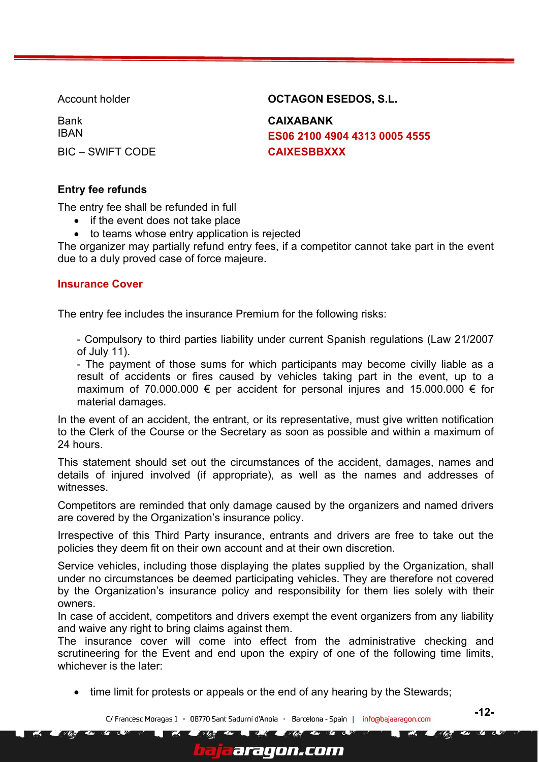| | |
|---|---|
| Account holder | **OCTAGON ESEDOS, S.L.** |
| Bank | **CAIXABANK** |
| IBAN | **ES06 2100 4904 4313 0005 4555** |
| BIC – SWIFT CODE | **CAIXESBBXXX** |

**Entry fee refunds**

The entry fee shall be refunded in full

- if the event does not take place
- to teams whose entry application is rejected

The organizer may partially refund entry fees, if a competitor cannot take part in the event due to a duly proved case of force majeure.

## Insurance Cover

The entry fee includes the insurance Premium for the following risks:

- Compulsory to third parties liability under current Spanish regulations (Law 21/2007 of July 11).
- The payment of those sums for which participants may become civilly liable as a result of accidents or fires caused by vehicles taking part in the event, up to a maximum of 70.000.000 € per accident for personal injures and 15.000.000 € for material damages.

In the event of an accident, the entrant, or its representative, must give written notification to the Clerk of the Course or the Secretary as soon as possible and within a maximum of 24 hours.

This statement should set out the circumstances of the accident, damages, names and details of injured involved (if appropriate), as well as the names and addresses of witnesses.

Competitors are reminded that only damage caused by the organizers and named drivers are covered by the Organization's insurance policy.

Irrespective of this Third Party insurance, entrants and drivers are free to take out the policies they deem fit on their own account and at their own discretion.

Service vehicles, including those displaying the plates supplied by the Organization, shall under no circumstances be deemed participating vehicles. They are therefore not covered by the Organization's insurance policy and responsibility for them lies solely with their owners.

In case of accident, competitors and drivers exempt the event organizers from any liability and waive any right to bring claims against them.

The insurance cover will come into effect from the administrative checking and scrutineering for the Event and end upon the expiry of one of the following time limits, whichever is the later:

- time limit for protests or appeals or the end of any hearing by the Stewards;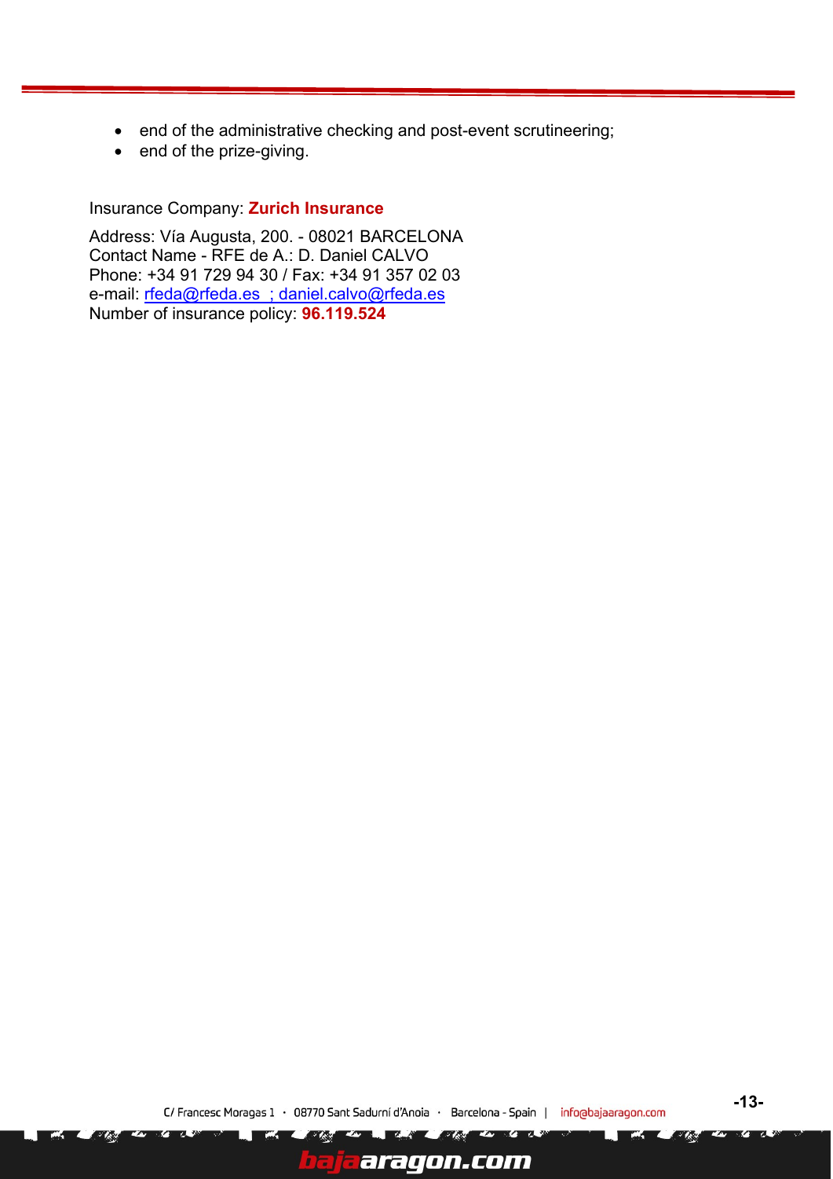- end of the administrative checking and post-event scrutineering;
- end of the prize-giving.

Insurance Company: **Zurich Insurance**

Address: Vía Augusta, 200. - 08021 BARCELONA
Contact Name - RFE de A.: D. Daniel CALVO
Phone: +34 91 729 94 30 / Fax: +34 91 357 02 03
e-mail: rfeda@rfeda.es ; daniel.calvo@rfeda.es
Number of insurance policy: **96.119.524**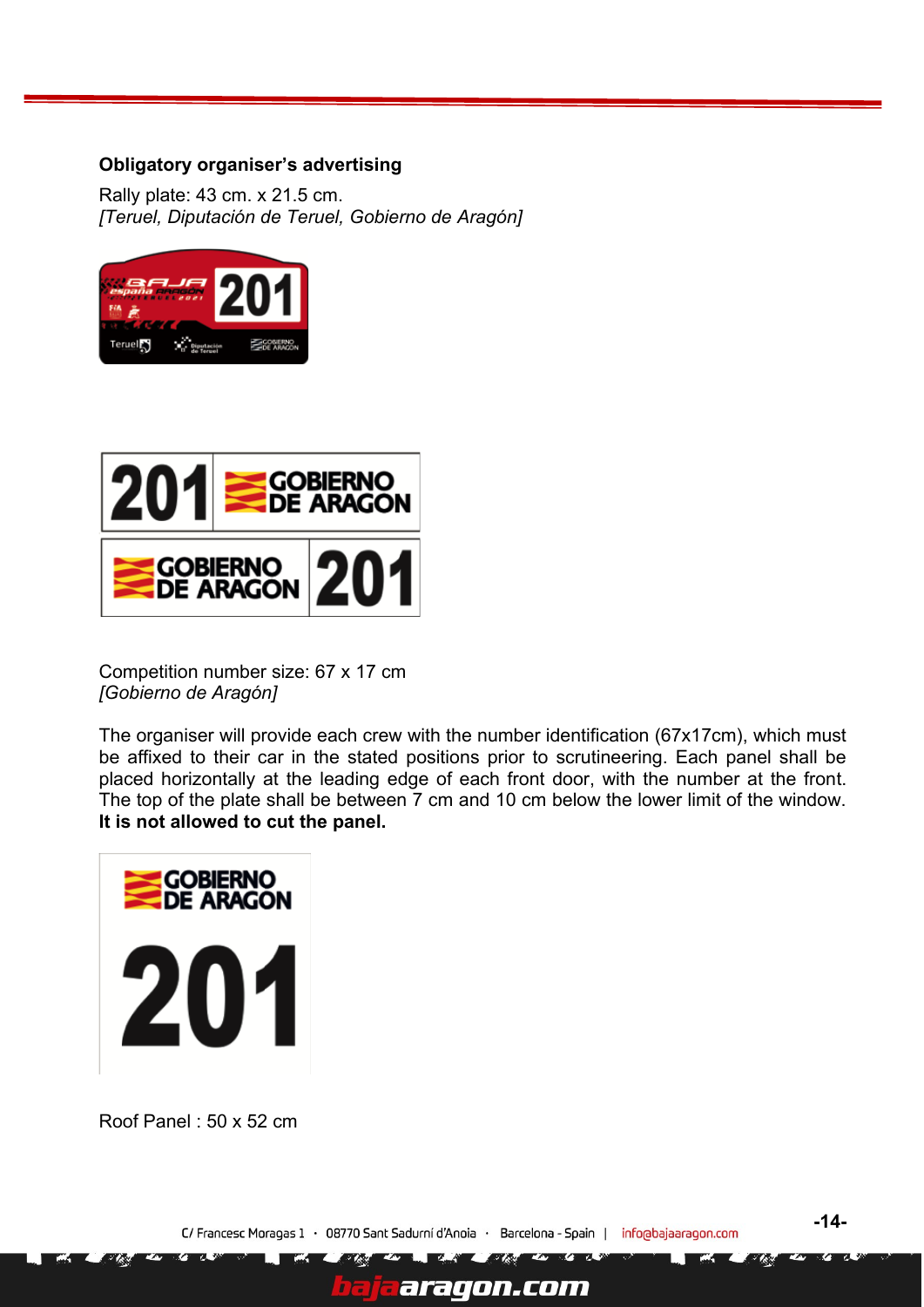**Obligatory organiser's advertising**

Rally plate: 43 cm. x 21.5 cm.
*[Teruel, Diputación de Teruel, Gobierno de Aragón]*

Competition number size: 67 x 17 cm
*[Gobierno de Aragón]*

The organiser will provide each crew with the number identification (67x17cm), which must be affixed to their car in the stated positions prior to scrutineering. Each panel shall be placed horizontally at the leading edge of each front door, with the number at the front. The top of the plate shall be between 7 cm and 10 cm below the lower limit of the window. **It is not allowed to cut the panel.**

Roof Panel : 50 x 52 cm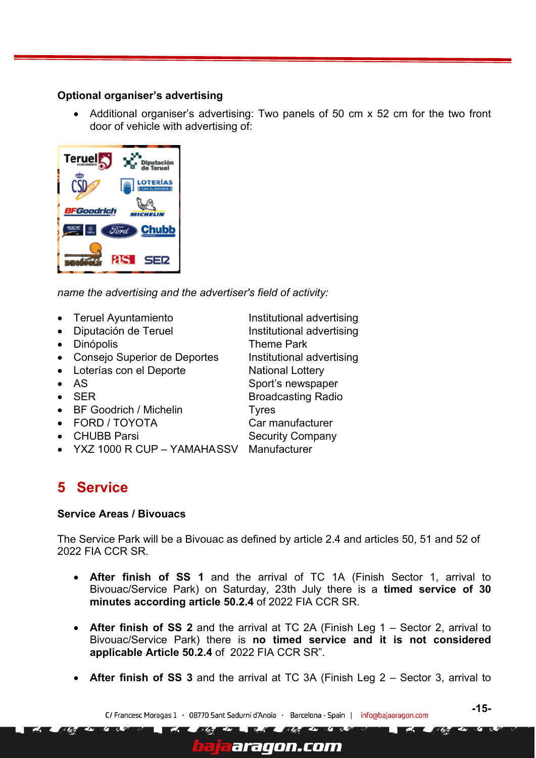**Optional organiser's advertising**

- Additional organiser's advertising: Two panels of 50 cm x 52 cm for the two front door of vehicle with advertising of:

*name the advertising and the advertiser's field of activity:*

| | |
|---|---|
| • Teruel Ayuntamiento | Institutional advertising |
| • Diputación de Teruel | Institutional advertising |
| • Dinópolis | Theme Park |
| • Consejo Superior de Deportes | Institutional advertising |
| • Loterías con el Deporte | National Lottery |
| • AS | Sport's newspaper |
| • SER | Broadcasting Radio |
| • BF Goodrich / Michelin | Tyres |
| • FORD / TOYOTA | Car manufacturer |
| • CHUBB Parsi | Security Company |
| • YXZ 1000 R CUP – YAMAHASSV | Manufacturer |

# 5 Service

**Service Areas / Bivouacs**

The Service Park will be a Bivouac as defined by article 2.4 and articles 50, 51 and 52 of 2022 FIA CCR SR.

- **After finish of SS 1** and the arrival of TC 1A (Finish Sector 1, arrival to Bivouac/Service Park) on Saturday, 23th July there is a **timed service of 30 minutes according article 50.2.4** of 2022 FIA CCR SR.

- **After finish of SS 2** and the arrival at TC 2A (Finish Leg 1 – Sector 2, arrival to Bivouac/Service Park) there is **no timed service and it is not considered applicable Article 50.2.4** of 2022 FIA CCR SR".

- **After finish of SS 3** and the arrival at TC 3A (Finish Leg 2 – Sector 3, arrival to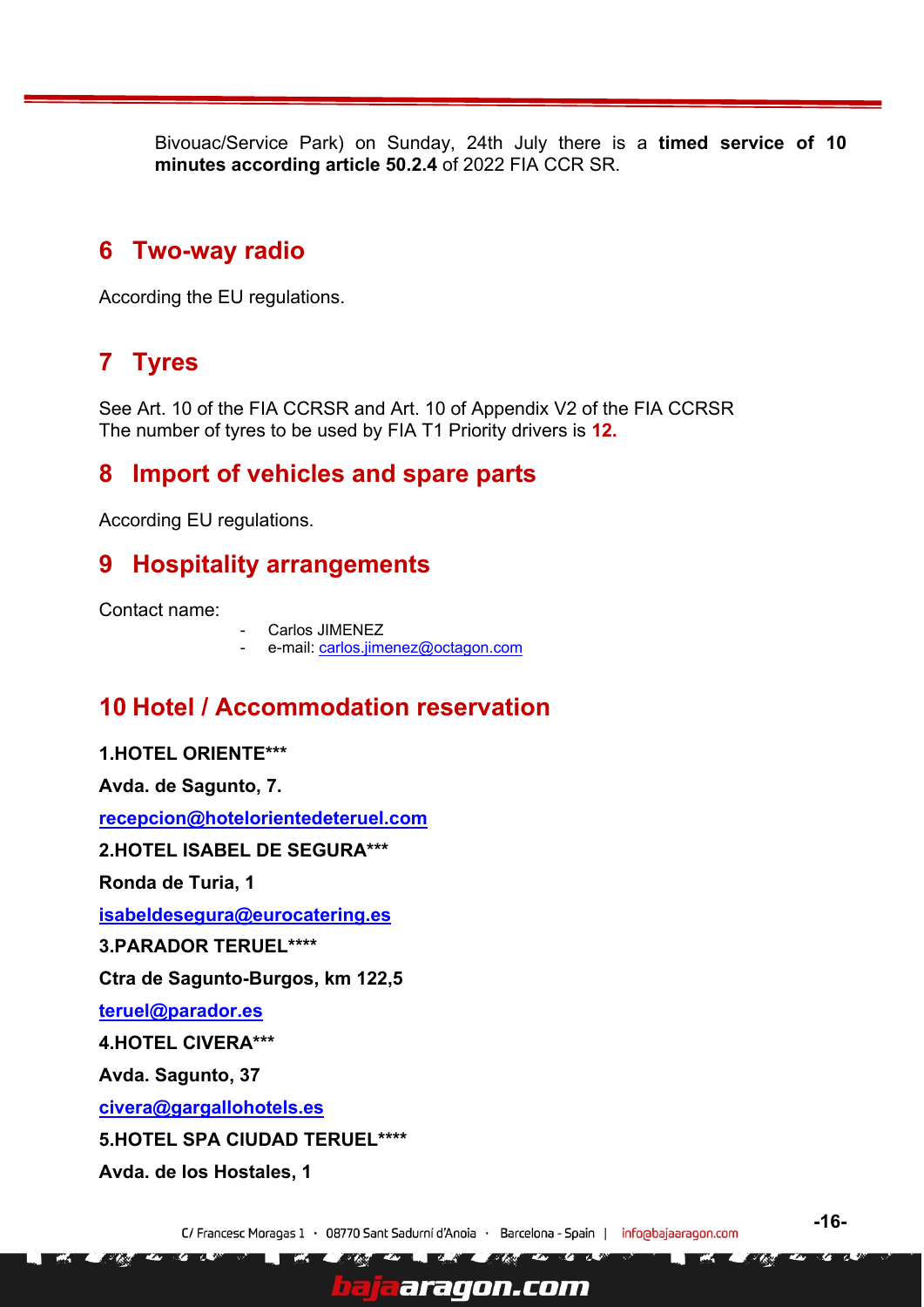Bivouac/Service Park) on Sunday, 24th July there is a **timed service of 10 minutes according article 50.2.4** of 2022 FIA CCR SR.

## 6 Two-way radio

According the EU regulations.

## 7 Tyres

See Art. 10 of the FIA CCRSR and Art. 10 of Appendix V2 of the FIA CCRSR
The number of tyres to be used by FIA T1 Priority drivers is **12.**

## 8 Import of vehicles and spare parts

According EU regulations.

## 9 Hospitality arrangements

Contact name:

- Carlos JIMENEZ
- e-mail: carlos.jimenez@octagon.com

## 10 Hotel / Accommodation reservation

**1.HOTEL ORIENTE*****

**Avda. de Sagunto, 7.**

**recepcion@hotelorientedeteruel.com**

**2.HOTEL ISABEL DE SEGURA*****

**Ronda de Turia, 1**

**isabeldesegura@eurocatering.es**

**3.PARADOR TERUEL******

**Ctra de Sagunto-Burgos, km 122,5**

**teruel@parador.es**

**4.HOTEL CIVERA*****

**Avda. Sagunto, 37**

**civera@gargallohotels.es**

**5.HOTEL SPA CIUDAD TERUEL******

**Avda. de los Hostales, 1**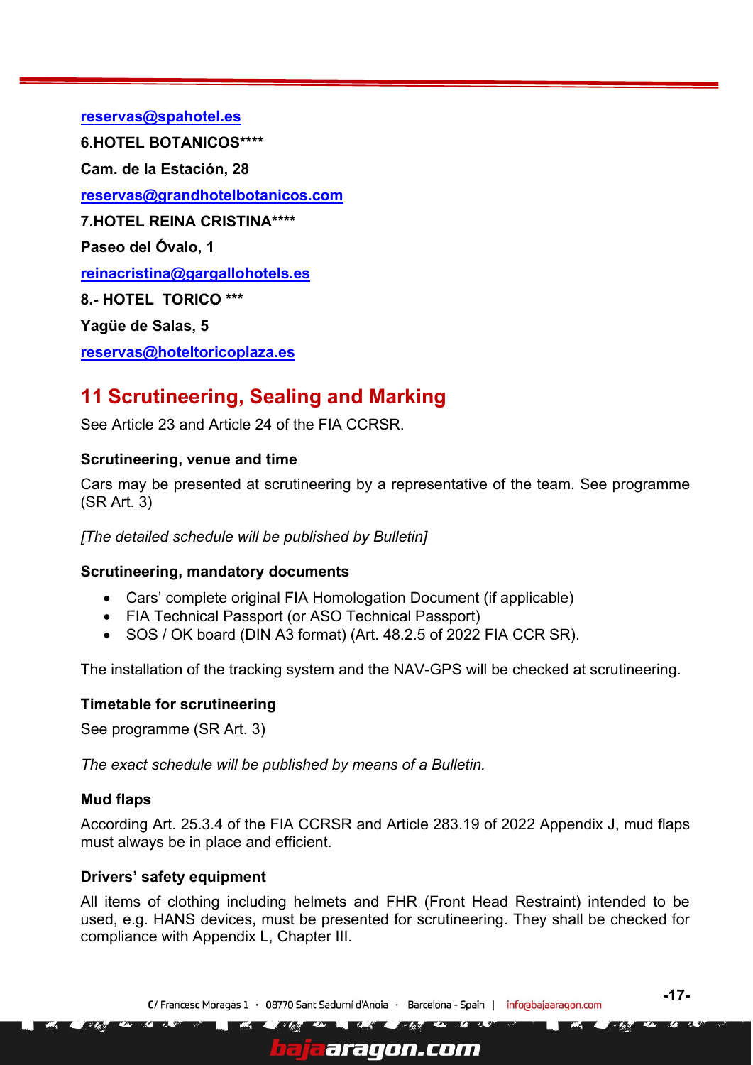[reservas@spahotel.es](mailto:reservas@spahotel.es)

**6.HOTEL BOTANICOS\*\*\*\***

**Cam. de la Estación, 28**

[reservas@grandhotelbotanicos.com](mailto:reservas@grandhotelbotanicos.com)

**7.HOTEL REINA CRISTINA\*\*\*\***

**Paseo del Óvalo, 1**

[reinacristina@gargallohotels.es](mailto:reinacristina@gargallohotels.es)

**8.- HOTEL TORICO \*\*\***

**Yagüe de Salas, 5**

[reservas@hoteltoricoplaza.es](mailto:reservas@hoteltoricoplaza.es)

## 11 Scrutineering, Sealing and Marking

See Article 23 and Article 24 of the FIA CCRSR.

### Scrutineering, venue and time

Cars may be presented at scrutineering by a representative of the team. See programme (SR Art. 3)

*[The detailed schedule will be published by Bulletin]*

### Scrutineering, mandatory documents

- Cars' complete original FIA Homologation Document (if applicable)
- FIA Technical Passport (or ASO Technical Passport)
- SOS / OK board (DIN A3 format) (Art. 48.2.5 of 2022 FIA CCR SR).

The installation of the tracking system and the NAV-GPS will be checked at scrutineering.

### Timetable for scrutineering

See programme (SR Art. 3)

*The exact schedule will be published by means of a Bulletin.*

### Mud flaps

According Art. 25.3.4 of the FIA CCRSR and Article 283.19 of 2022 Appendix J, mud flaps must always be in place and efficient.

### Drivers' safety equipment

All items of clothing including helmets and FHR (Front Head Restraint) intended to be used, e.g. HANS devices, must be presented for scrutineering. They shall be checked for compliance with Appendix L, Chapter III.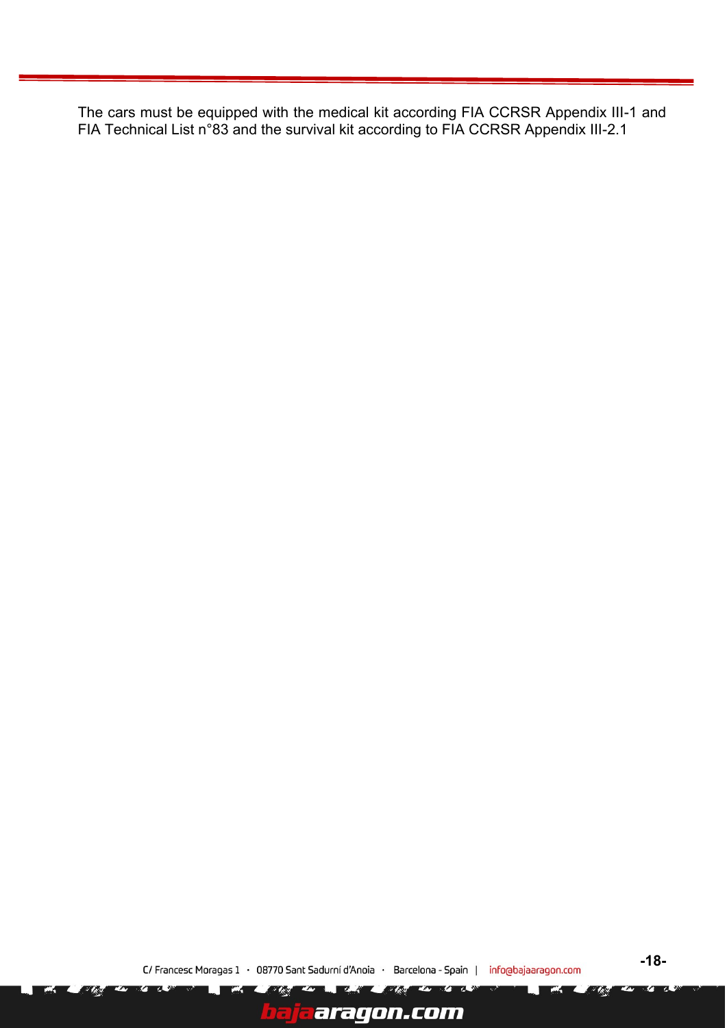The cars must be equipped with the medical kit according FIA CCRSR Appendix III-1 and FIA Technical List n°83 and the survival kit according to FIA CCRSR Appendix III-2.1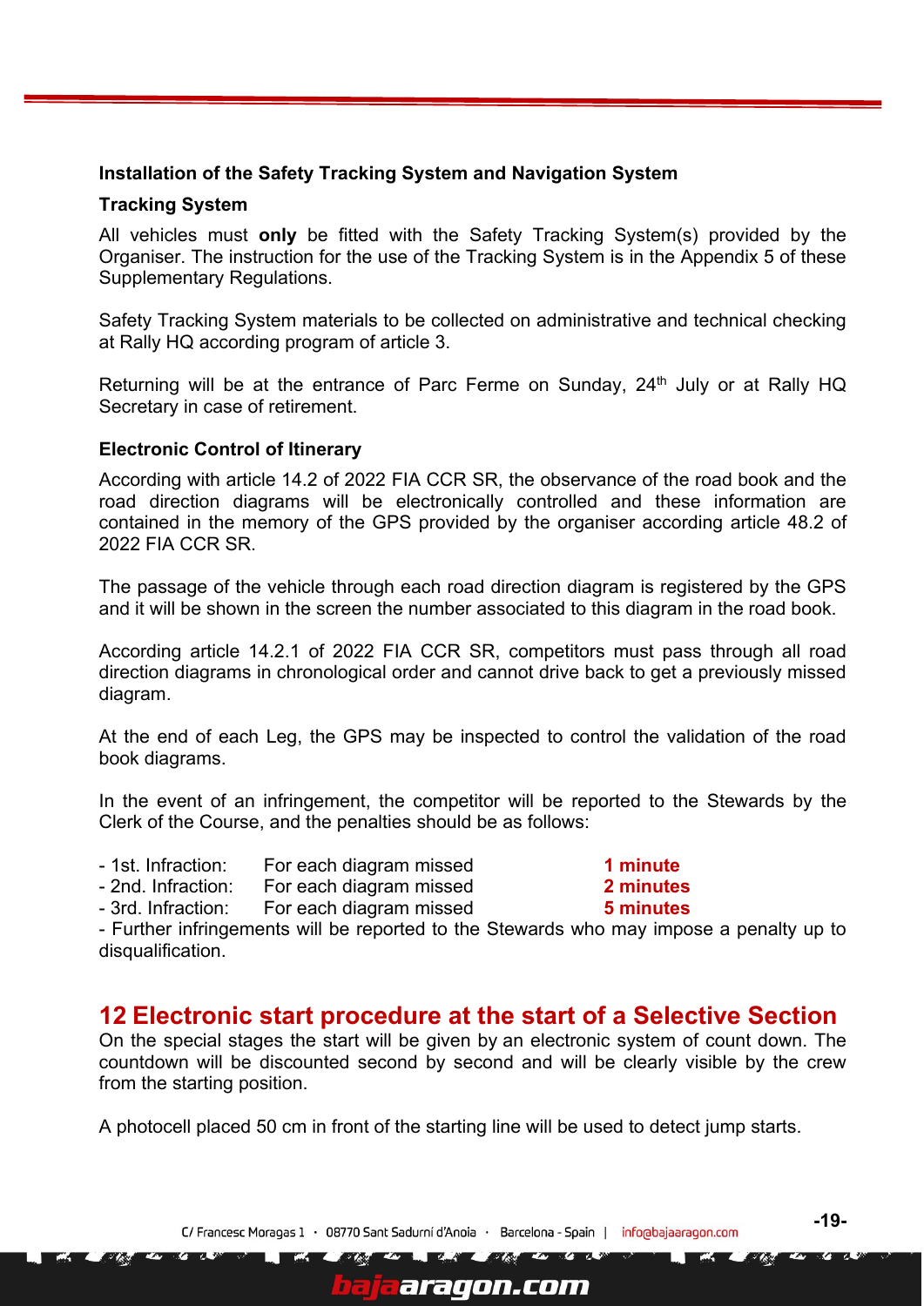**Installation of the Safety Tracking System and Navigation System**

**Tracking System**

All vehicles must **only** be fitted with the Safety Tracking System(s) provided by the Organiser. The instruction for the use of the Tracking System is in the Appendix 5 of these Supplementary Regulations.

Safety Tracking System materials to be collected on administrative and technical checking at Rally HQ according program of article 3.

Returning will be at the entrance of Parc Ferme on Sunday, 24th July or at Rally HQ Secretary in case of retirement.

**Electronic Control of Itinerary**

According with article 14.2 of 2022 FIA CCR SR, the observance of the road book and the road direction diagrams will be electronically controlled and these information are contained in the memory of the GPS provided by the organiser according article 48.2 of 2022 FIA CCR SR.

The passage of the vehicle through each road direction diagram is registered by the GPS and it will be shown in the screen the number associated to this diagram in the road book.

According article 14.2.1 of 2022 FIA CCR SR, competitors must pass through all road direction diagrams in chronological order and cannot drive back to get a previously missed diagram.

At the end of each Leg, the GPS may be inspected to control the validation of the road book diagrams.

In the event of an infringement, the competitor will be reported to the Stewards by the Clerk of the Course, and the penalties should be as follows:

- 1st. Infraction: For each diagram missed **1 minute**
- 2nd. Infraction: For each diagram missed **2 minutes**
- 3rd. Infraction: For each diagram missed **5 minutes**
- Further infringements will be reported to the Stewards who may impose a penalty up to disqualification.

## 12 Electronic start procedure at the start of a Selective Section

On the special stages the start will be given by an electronic system of count down. The countdown will be discounted second by second and will be clearly visible by the crew from the starting position.

A photocell placed 50 cm in front of the starting line will be used to detect jump starts.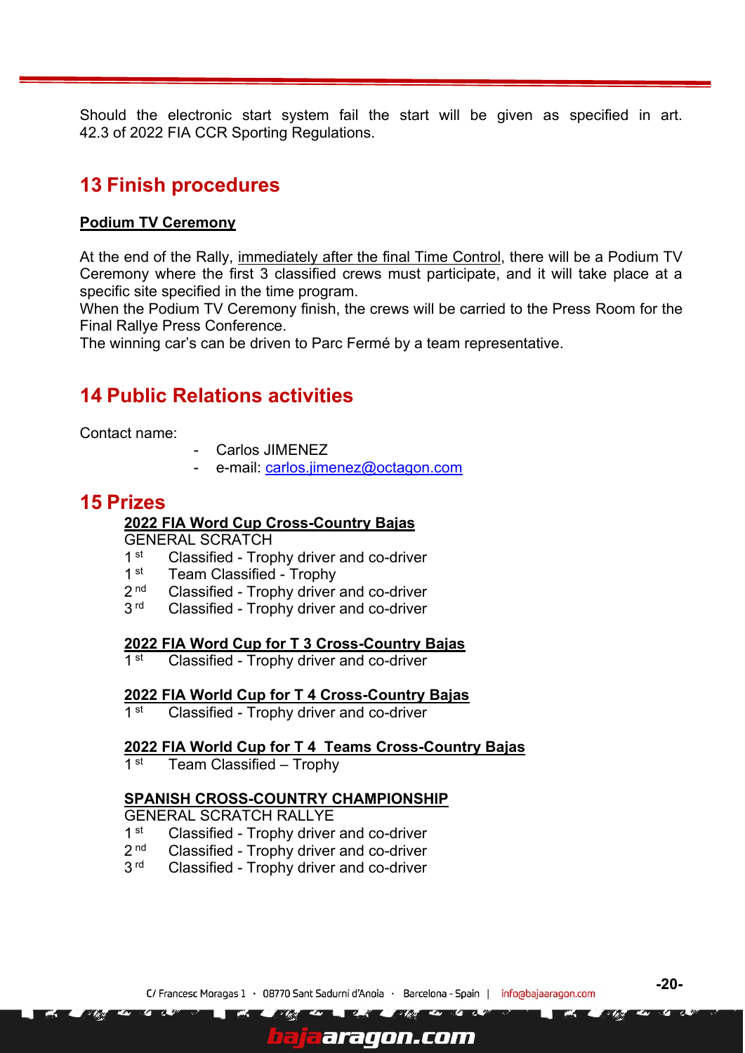Should the electronic start system fail the start will be given as specified in art. 42.3 of 2022 FIA CCR Sporting Regulations.

## 13 Finish procedures

**Podium TV Ceremony**

At the end of the Rally, immediately after the final Time Control, there will be a Podium TV Ceremony where the first 3 classified crews must participate, and it will take place at a specific site specified in the time program.
When the Podium TV Ceremony finish, the crews will be carried to the Press Room for the Final Rallye Press Conference.
The winning car's can be driven to Parc Fermé by a team representative.

## 14 Public Relations activities

Contact name:

- Carlos JIMENEZ
- e-mail: carlos.jimenez@octagon.com

## 15 Prizes

**2022 FIA Word Cup Cross-Country Bajas**

GENERAL SCRATCH

- 1 st Classified - Trophy driver and co-driver
- 1 st Team Classified - Trophy
- 2 nd Classified - Trophy driver and co-driver
- 3 rd Classified - Trophy driver and co-driver

**2022 FIA Word Cup for T 3 Cross-Country Bajas**

- 1 st Classified - Trophy driver and co-driver

**2022 FIA World Cup for T 4 Cross-Country Bajas**

- 1 st Classified - Trophy driver and co-driver

**2022 FIA World Cup for T 4 Teams Cross-Country Bajas**

- 1 st Team Classified – Trophy

**SPANISH CROSS-COUNTRY CHAMPIONSHIP**

GENERAL SCRATCH RALLYE

- 1 st Classified - Trophy driver and co-driver
- 2 nd Classified - Trophy driver and co-driver
- 3 rd Classified - Trophy driver and co-driver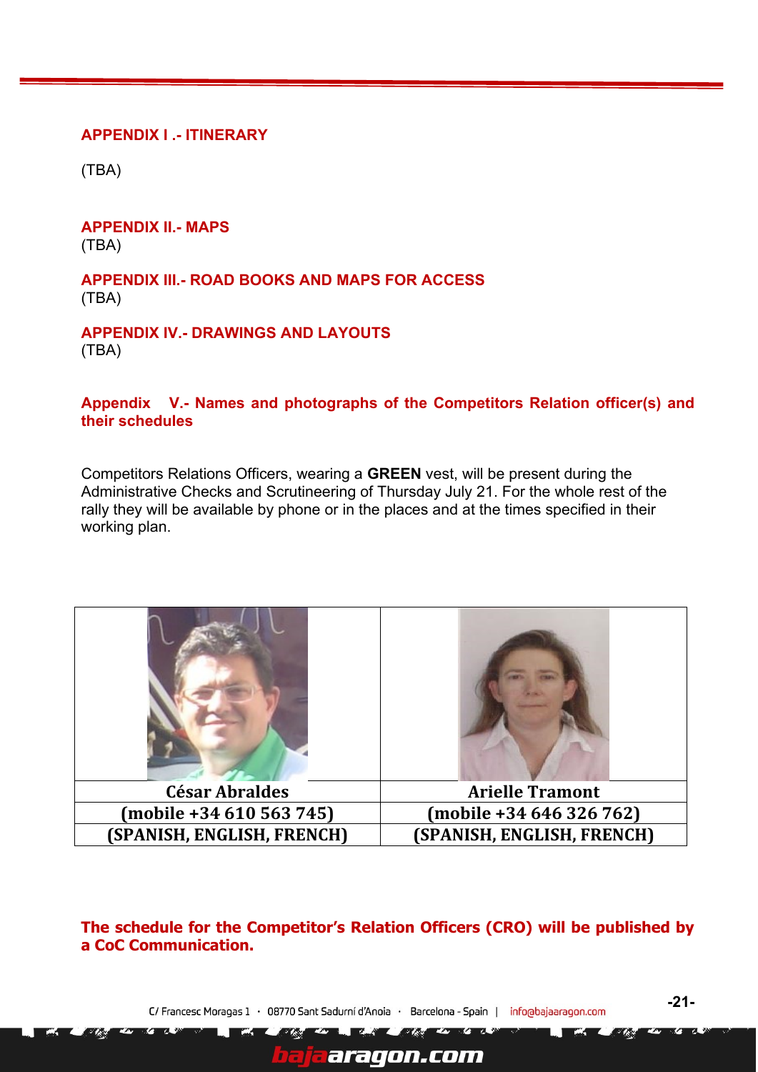## APPENDIX I .- ITINERARY

(TBA)

## APPENDIX II.- MAPS

(TBA)

## APPENDIX III.- ROAD BOOKS AND MAPS FOR ACCESS

(TBA)

## APPENDIX IV.- DRAWINGS AND LAYOUTS

(TBA)

## Appendix V.- Names and photographs of the Competitors Relation officer(s) and their schedules

Competitors Relations Officers, wearing a **GREEN** vest, will be present during the Administrative Checks and Scrutineering of Thursday July 21. For the whole rest of the rally they will be available by phone or in the places and at the times specified in their working plan.

| | |
|---|---|
| César Abraldes | Arielle Tramont |
| (mobile +34 610 563 745) | (mobile +34 646 326 762) |
| (SPANISH, ENGLISH, FRENCH) | (SPANISH, ENGLISH, FRENCH) |

**The schedule for the Competitor's Relation Officers (CRO) will be published by a CoC Communication.**